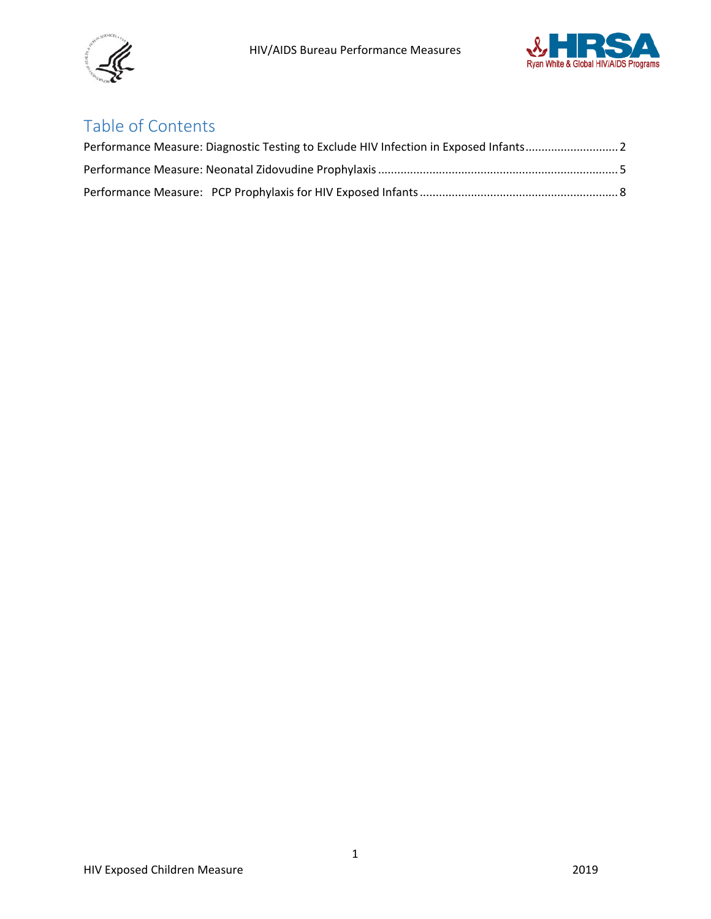# Table of Contents

Performance Measure: Diagnostic Testing to Exclude HIV Infection in Exposed Infants ............................ 2

Performance Measure: Neonatal Zidovudine Prophylaxis ........................................................................ 5

Performance Measure: PCP Prophylaxis for HIV Exposed Infants ............................................................ 8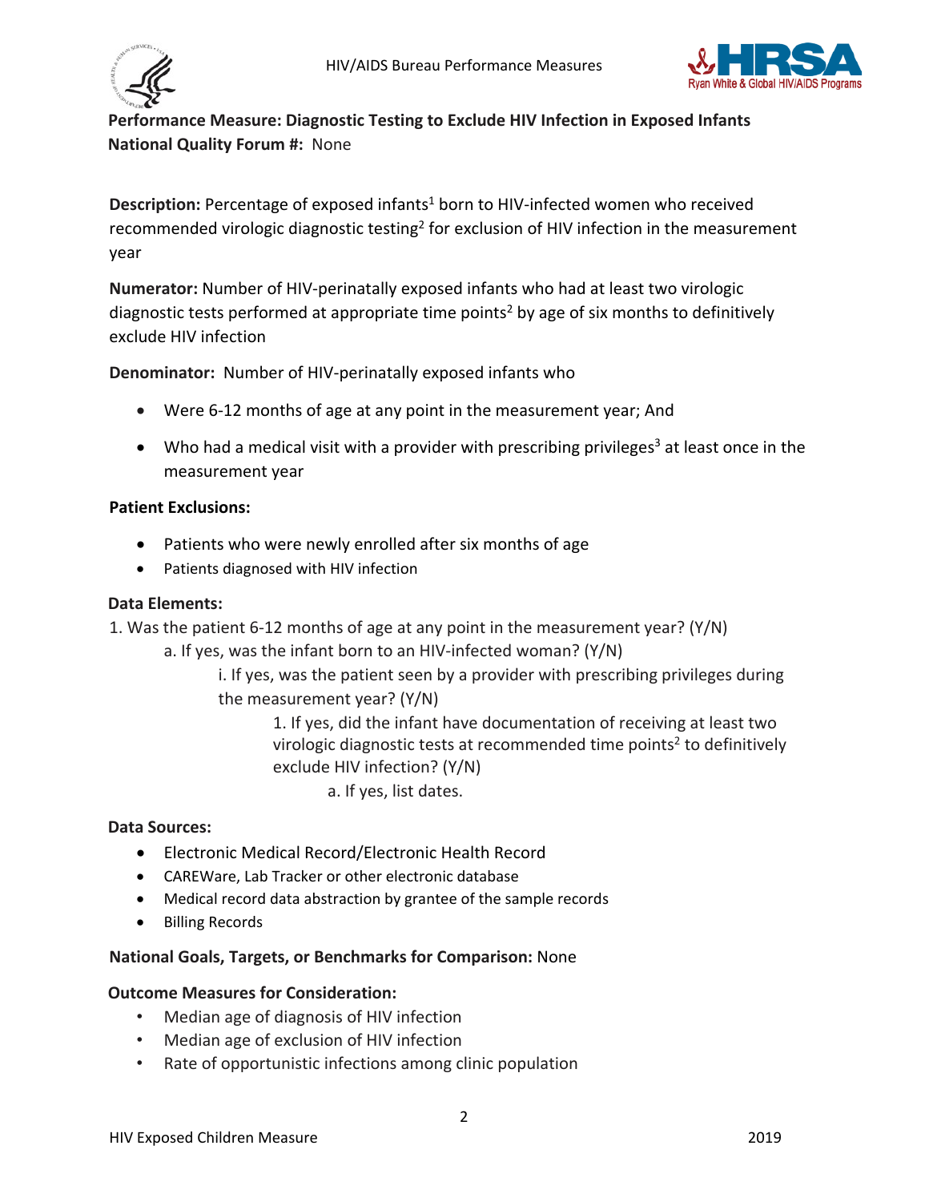**Performance Measure: Diagnostic Testing to Exclude HIV Infection in Exposed Infants**
**National Quality Forum #:** None

**Description:** Percentage of exposed infants[1] born to HIV-infected women who received recommended virologic diagnostic testing[2] for exclusion of HIV infection in the measurement year

**Numerator:** Number of HIV-perinatally exposed infants who had at least two virologic diagnostic tests performed at appropriate time points[2] by age of six months to definitively exclude HIV infection

**Denominator:** Number of HIV-perinatally exposed infants who

- Were 6-12 months of age at any point in the measurement year; And
- Who had a medical visit with a provider with prescribing privileges[3] at least once in the measurement year

**Patient Exclusions:**

- Patients who were newly enrolled after six months of age
- Patients diagnosed with HIV infection

**Data Elements:**

1. Was the patient 6-12 months of age at any point in the measurement year? (Y/N)
    a. If yes, was the infant born to an HIV-infected woman? (Y/N)
        i. If yes, was the patient seen by a provider with prescribing privileges during the measurement year? (Y/N)
            1. If yes, did the infant have documentation of receiving at least two virologic diagnostic tests at recommended time points[2] to definitively exclude HIV infection? (Y/N)
                a. If yes, list dates.

**Data Sources:**

- Electronic Medical Record/Electronic Health Record
- CAREWare, Lab Tracker or other electronic database
- Medical record data abstraction by grantee of the sample records
- Billing Records

**National Goals, Targets, or Benchmarks for Comparison:** None

**Outcome Measures for Consideration:**

- Median age of diagnosis of HIV infection
- Median age of exclusion of HIV infection
- Rate of opportunistic infections among clinic population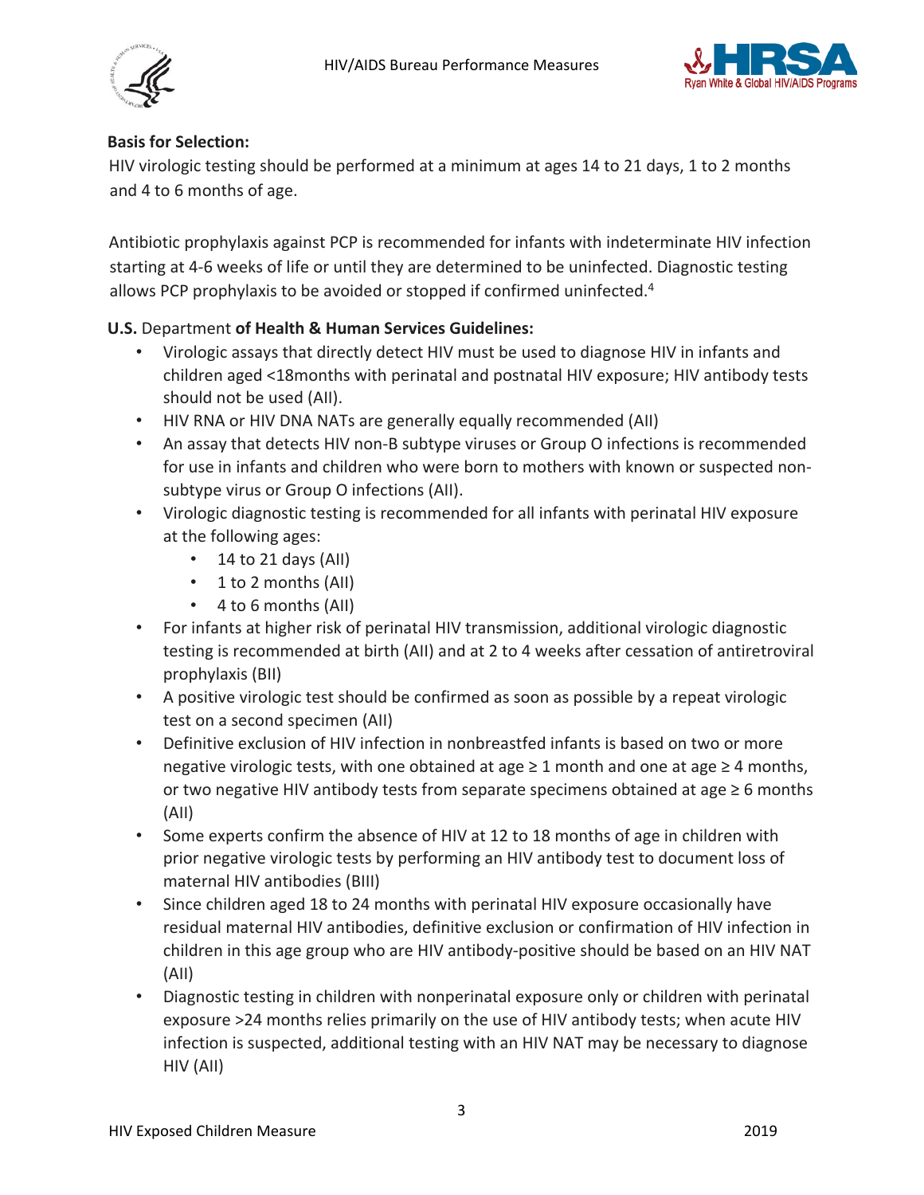**Basis for Selection:**

HIV virologic testing should be performed at a minimum at ages 14 to 21 days, 1 to 2 months and 4 to 6 months of age.

Antibiotic prophylaxis against PCP is recommended for infants with indeterminate HIV infection starting at 4-6 weeks of life or until they are determined to be uninfected. Diagnostic testing allows PCP prophylaxis to be avoided or stopped if confirmed uninfected.[4]

**U.S.** Department **of Health & Human Services Guidelines:**

- Virologic assays that directly detect HIV must be used to diagnose HIV in infants and children aged <18months with perinatal and postnatal HIV exposure; HIV antibody tests should not be used (AII).
- HIV RNA or HIV DNA NATs are generally equally recommended (AII)
- An assay that detects HIV non-B subtype viruses or Group O infections is recommended for use in infants and children who were born to mothers with known or suspected non-subtype virus or Group O infections (AII).
- Virologic diagnostic testing is recommended for all infants with perinatal HIV exposure at the following ages:
    - 14 to 21 days (AII)
    - 1 to 2 months (AII)
    - 4 to 6 months (AII)
- For infants at higher risk of perinatal HIV transmission, additional virologic diagnostic testing is recommended at birth (AII) and at 2 to 4 weeks after cessation of antiretroviral prophylaxis (BII)
- A positive virologic test should be confirmed as soon as possible by a repeat virologic test on a second specimen (AII)
- Definitive exclusion of HIV infection in nonbreastfed infants is based on two or more negative virologic tests, with one obtained at age ≥ 1 month and one at age ≥ 4 months, or two negative HIV antibody tests from separate specimens obtained at age ≥ 6 months (AII)
- Some experts confirm the absence of HIV at 12 to 18 months of age in children with prior negative virologic tests by performing an HIV antibody test to document loss of maternal HIV antibodies (BIII)
- Since children aged 18 to 24 months with perinatal HIV exposure occasionally have residual maternal HIV antibodies, definitive exclusion or confirmation of HIV infection in children in this age group who are HIV antibody-positive should be based on an HIV NAT (AII)
- Diagnostic testing in children with nonperinatal exposure only or children with perinatal exposure >24 months relies primarily on the use of HIV antibody tests; when acute HIV infection is suspected, additional testing with an HIV NAT may be necessary to diagnose HIV (AII)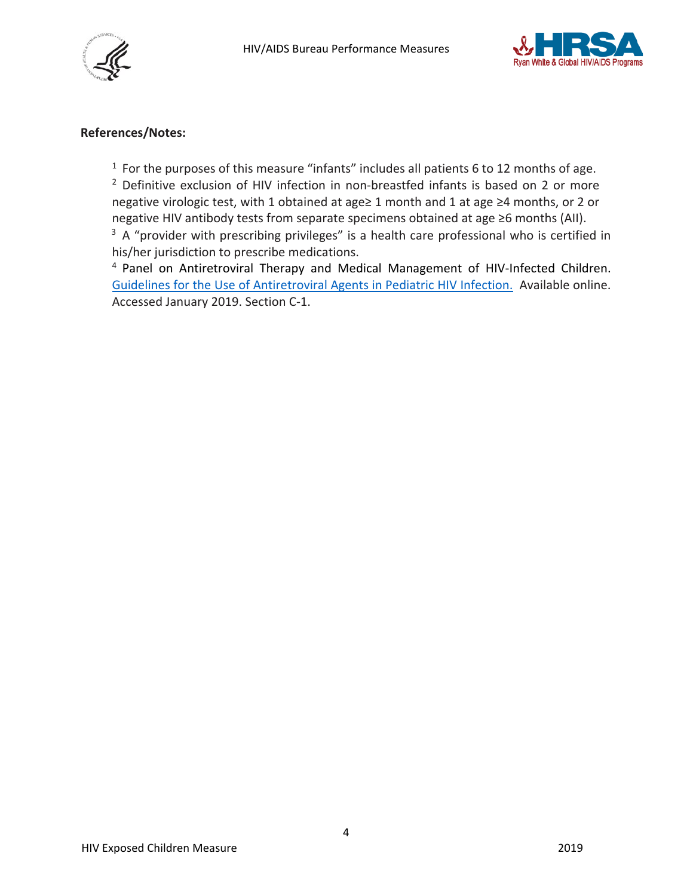**References/Notes:**

[1] For the purposes of this measure "infants" includes all patients 6 to 12 months of age.

[2] Definitive exclusion of HIV infection in non-breastfed infants is based on 2 or more negative virologic test, with 1 obtained at age≥ 1 month and 1 at age ≥4 months, or 2 or negative HIV antibody tests from separate specimens obtained at age ≥6 months (AII).

[3] A "provider with prescribing privileges" is a health care professional who is certified in his/her jurisdiction to prescribe medications.

[4] Panel on Antiretroviral Therapy and Medical Management of HIV-Infected Children. Guidelines for the Use of Antiretroviral Agents in Pediatric HIV Infection. Available online. Accessed January 2019. Section C-1.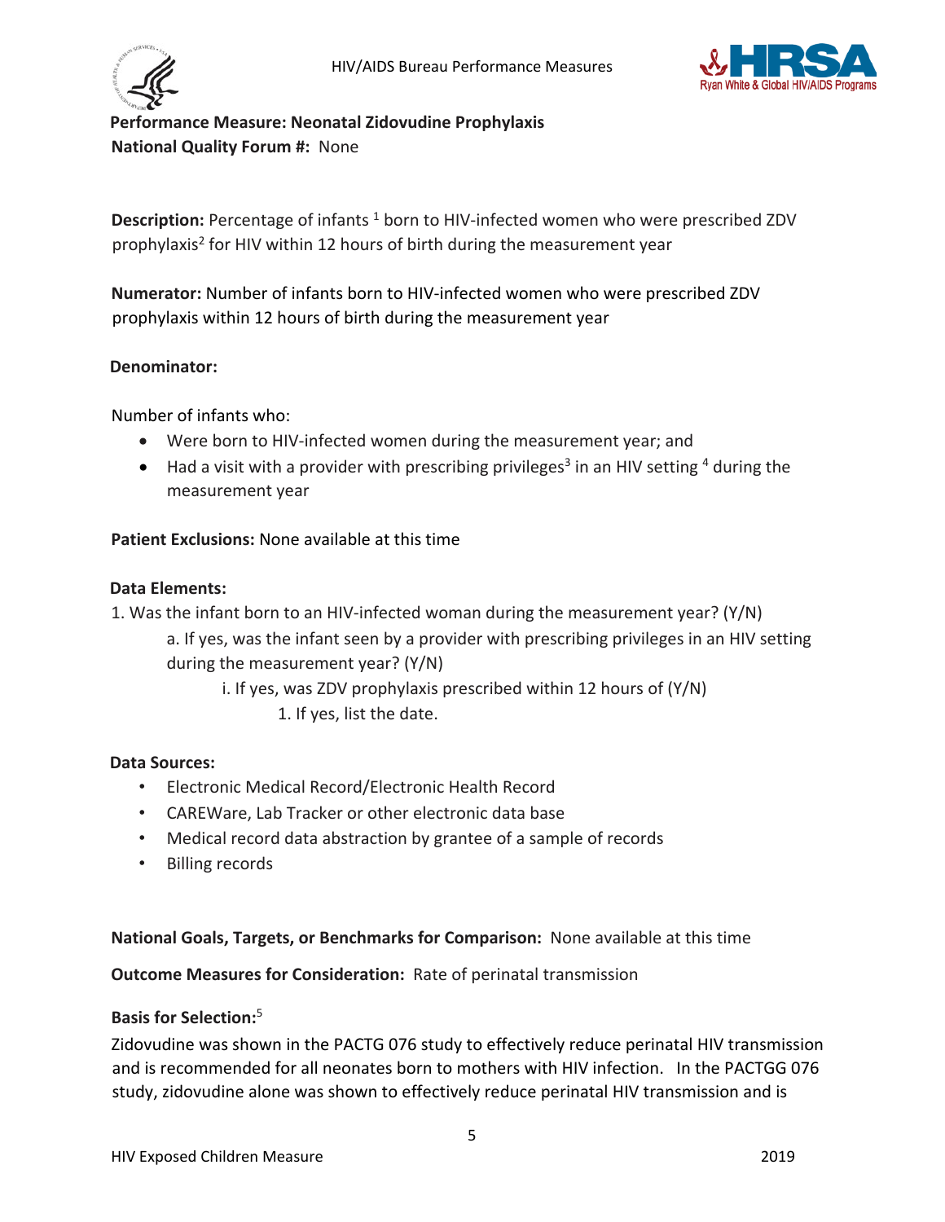**Performance Measure: Neonatal Zidovudine Prophylaxis**
**National Quality Forum #:** None

**Description:** Percentage of infants [1] born to HIV-infected women who were prescribed ZDV prophylaxis[2] for HIV within 12 hours of birth during the measurement year

**Numerator:** Number of infants born to HIV-infected women who were prescribed ZDV prophylaxis within 12 hours of birth during the measurement year

**Denominator:**

Number of infants who:

- Were born to HIV-infected women during the measurement year; and
- Had a visit with a provider with prescribing privileges[3] in an HIV setting [4] during the measurement year

**Patient Exclusions:** None available at this time

**Data Elements:**

1. Was the infant born to an HIV-infected woman during the measurement year? (Y/N)
    a. If yes, was the infant seen by a provider with prescribing privileges in an HIV setting during the measurement year? (Y/N)
        i. If yes, was ZDV prophylaxis prescribed within 12 hours of (Y/N)
            1. If yes, list the date.

**Data Sources:**

- Electronic Medical Record/Electronic Health Record
- CAREWare, Lab Tracker or other electronic data base
- Medical record data abstraction by grantee of a sample of records
- Billing records

**National Goals, Targets, or Benchmarks for Comparison:** None available at this time

**Outcome Measures for Consideration:** Rate of perinatal transmission

**Basis for Selection:**[5]

Zidovudine was shown in the PACTG 076 study to effectively reduce perinatal HIV transmission and is recommended for all neonates born to mothers with HIV infection. In the PACTGG 076 study, zidovudine alone was shown to effectively reduce perinatal HIV transmission and is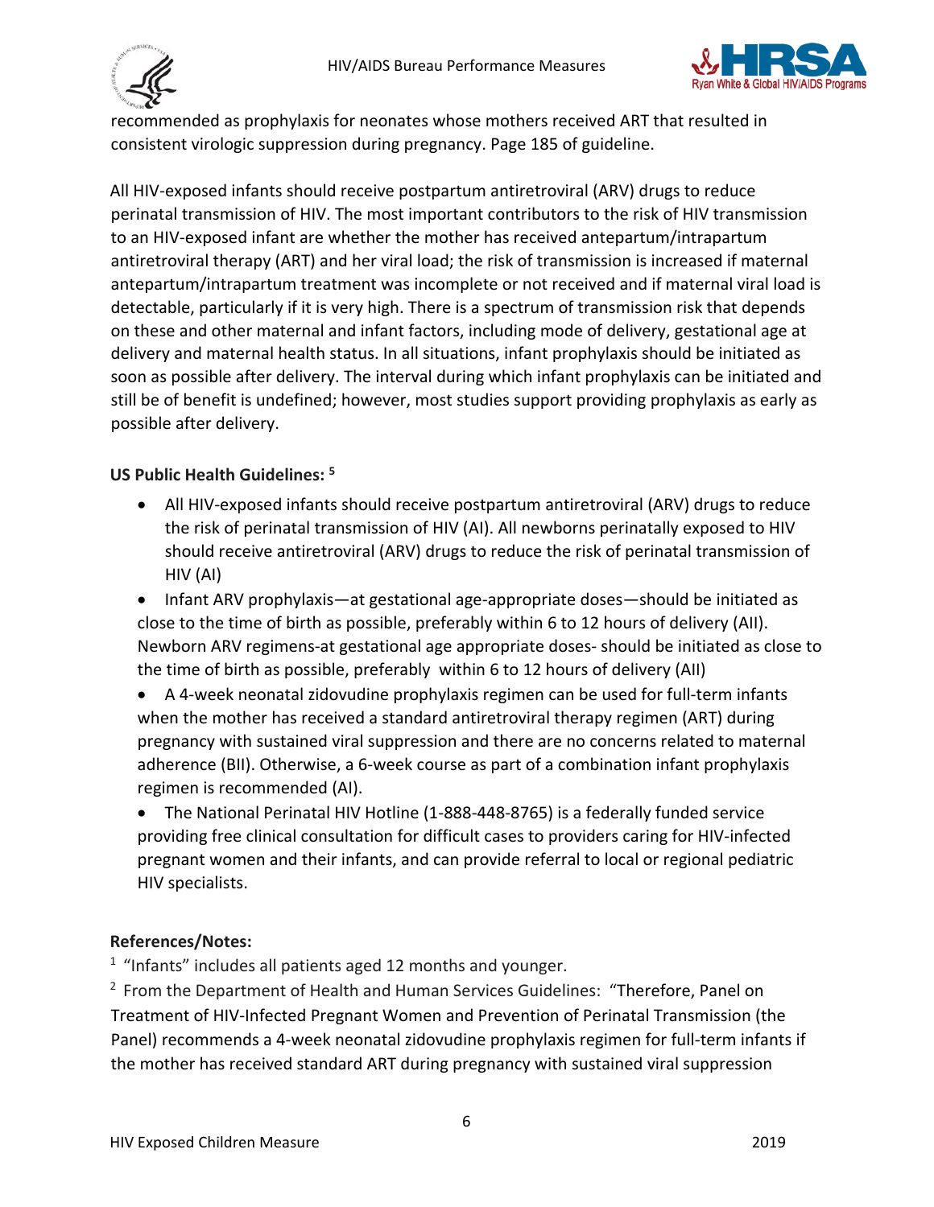recommended as prophylaxis for neonates whose mothers received ART that resulted in consistent virologic suppression during pregnancy. Page 185 of guideline.

All HIV-exposed infants should receive postpartum antiretroviral (ARV) drugs to reduce perinatal transmission of HIV. The most important contributors to the risk of HIV transmission to an HIV-exposed infant are whether the mother has received antepartum/intrapartum antiretroviral therapy (ART) and her viral load; the risk of transmission is increased if maternal antepartum/intrapartum treatment was incomplete or not received and if maternal viral load is detectable, particularly if it is very high. There is a spectrum of transmission risk that depends on these and other maternal and infant factors, including mode of delivery, gestational age at delivery and maternal health status. In all situations, infant prophylaxis should be initiated as soon as possible after delivery. The interval during which infant prophylaxis can be initiated and still be of benefit is undefined; however, most studies support providing prophylaxis as early as possible after delivery.

**US Public Health Guidelines:** [5]

- All HIV-exposed infants should receive postpartum antiretroviral (ARV) drugs to reduce the risk of perinatal transmission of HIV (AI). All newborns perinatally exposed to HIV should receive antiretroviral (ARV) drugs to reduce the risk of perinatal transmission of HIV (AI)
- Infant ARV prophylaxis—at gestational age-appropriate doses—should be initiated as close to the time of birth as possible, preferably within 6 to 12 hours of delivery (AII). Newborn ARV regimens-at gestational age appropriate doses- should be initiated as close to the time of birth as possible, preferably within 6 to 12 hours of delivery (AII)
- A 4-week neonatal zidovudine prophylaxis regimen can be used for full-term infants when the mother has received a standard antiretroviral therapy regimen (ART) during pregnancy with sustained viral suppression and there are no concerns related to maternal adherence (BII). Otherwise, a 6-week course as part of a combination infant prophylaxis regimen is recommended (AI).
- The National Perinatal HIV Hotline (1-888-448-8765) is a federally funded service providing free clinical consultation for difficult cases to providers caring for HIV-infected pregnant women and their infants, and can provide referral to local or regional pediatric HIV specialists.

**References/Notes:**

[1] "Infants" includes all patients aged 12 months and younger.

[2] From the Department of Health and Human Services Guidelines: "Therefore, Panel on Treatment of HIV-Infected Pregnant Women and Prevention of Perinatal Transmission (the Panel) recommends a 4-week neonatal zidovudine prophylaxis regimen for full-term infants if the mother has received standard ART during pregnancy with sustained viral suppression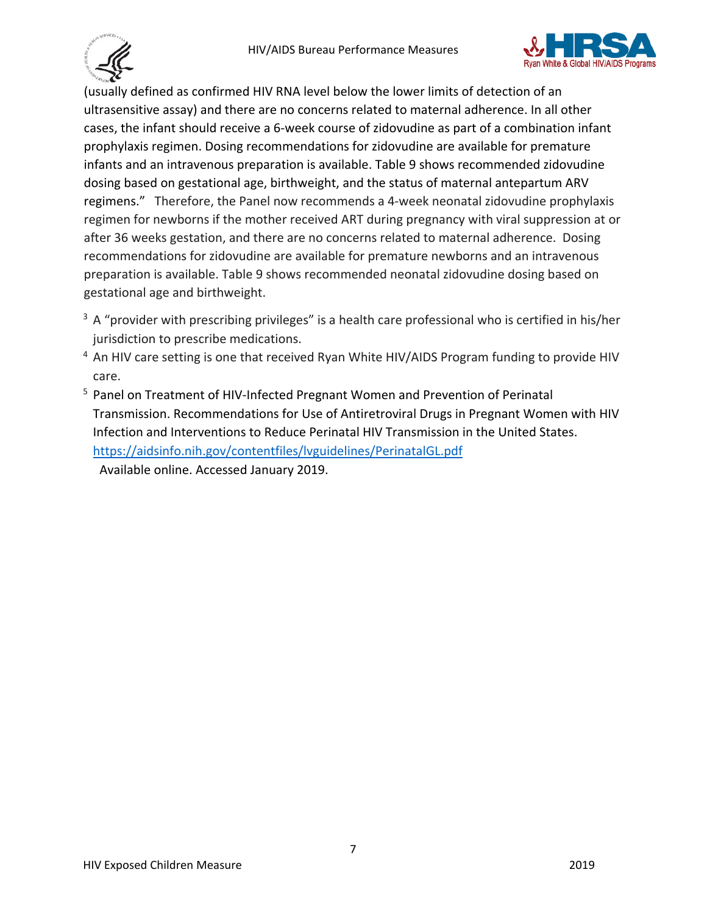(usually defined as confirmed HIV RNA level below the lower limits of detection of an ultrasensitive assay) and there are no concerns related to maternal adherence. In all other cases, the infant should receive a 6-week course of zidovudine as part of a combination infant prophylaxis regimen. Dosing recommendations for zidovudine are available for premature infants and an intravenous preparation is available. Table 9 shows recommended zidovudine dosing based on gestational age, birthweight, and the status of maternal antepartum ARV regimens." Therefore, the Panel now recommends a 4-week neonatal zidovudine prophylaxis regimen for newborns if the mother received ART during pregnancy with viral suppression at or after 36 weeks gestation, and there are no concerns related to maternal adherence. Dosing recommendations for zidovudine are available for premature newborns and an intravenous preparation is available. Table 9 shows recommended neonatal zidovudine dosing based on gestational age and birthweight.

[3] A "provider with prescribing privileges" is a health care professional who is certified in his/her jurisdiction to prescribe medications.

[4] An HIV care setting is one that received Ryan White HIV/AIDS Program funding to provide HIV care.

[5] Panel on Treatment of HIV-Infected Pregnant Women and Prevention of Perinatal Transmission. Recommendations for Use of Antiretroviral Drugs in Pregnant Women with HIV Infection and Interventions to Reduce Perinatal HIV Transmission in the United States. https://aidsinfo.nih.gov/contentfiles/lvguidelines/PerinatalGL.pdf Available online. Accessed January 2019.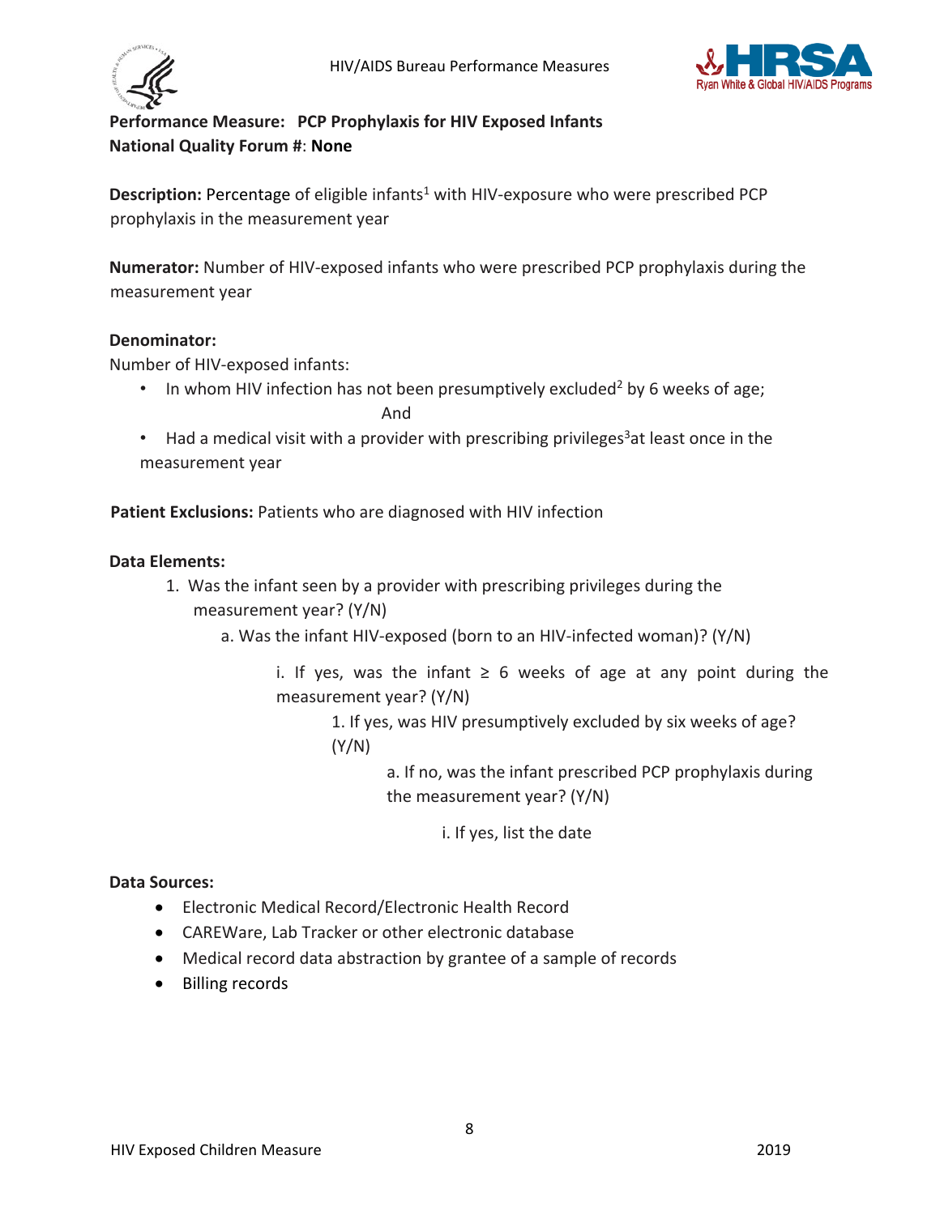**Performance Measure: PCP Prophylaxis for HIV Exposed Infants**
**National Quality Forum #: None**

**Description:** Percentage of eligible infants[1] with HIV-exposure who were prescribed PCP prophylaxis in the measurement year

**Numerator:** Number of HIV-exposed infants who were prescribed PCP prophylaxis during the measurement year

**Denominator:**
Number of HIV-exposed infants:

- In whom HIV infection has not been presumptively excluded[2] by 6 weeks of age;

  And

- Had a medical visit with a provider with prescribing privileges[3] at least once in the measurement year

**Patient Exclusions:** Patients who are diagnosed with HIV infection

**Data Elements:**

1. Was the infant seen by a provider with prescribing privileges during the measurement year? (Y/N)
   a. Was the infant HIV-exposed (born to an HIV-infected woman)? (Y/N)
      i. If yes, was the infant ≥ 6 weeks of age at any point during the measurement year? (Y/N)
         1. If yes, was HIV presumptively excluded by six weeks of age? (Y/N)
            a. If no, was the infant prescribed PCP prophylaxis during the measurement year? (Y/N)
               i. If yes, list the date

**Data Sources:**

- Electronic Medical Record/Electronic Health Record
- CAREWare, Lab Tracker or other electronic database
- Medical record data abstraction by grantee of a sample of records
- Billing records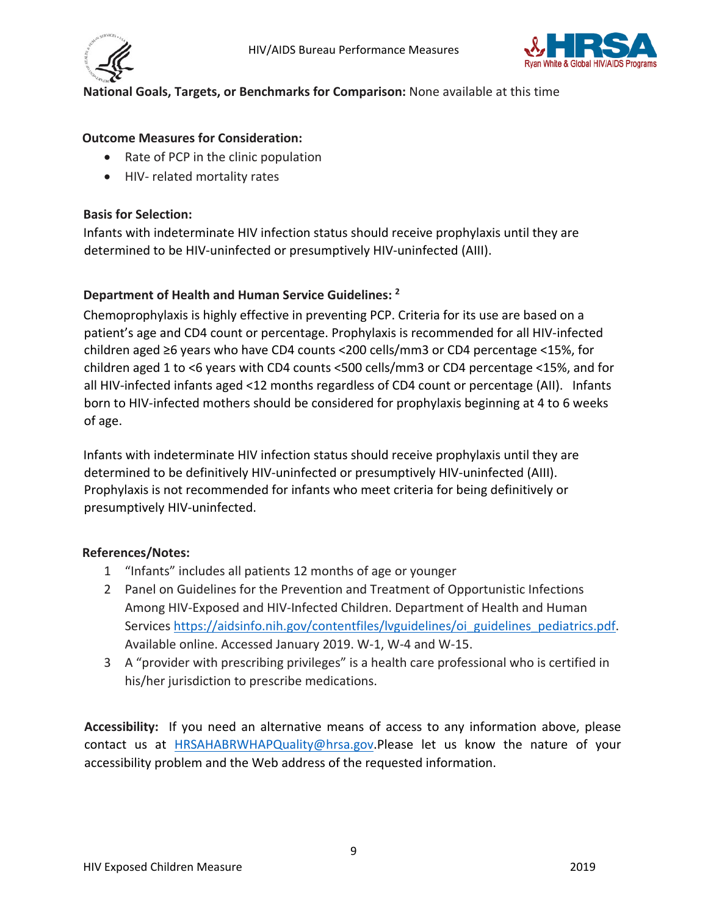**National Goals, Targets, or Benchmarks for Comparison:** None available at this time

**Outcome Measures for Consideration:**

- Rate of PCP in the clinic population
- HIV- related mortality rates

**Basis for Selection:**

Infants with indeterminate HIV infection status should receive prophylaxis until they are determined to be HIV-uninfected or presumptively HIV-uninfected (AIII).

**Department of Health and Human Service Guidelines:** [2]

Chemoprophylaxis is highly effective in preventing PCP. Criteria for its use are based on a patient's age and CD4 count or percentage. Prophylaxis is recommended for all HIV-infected children aged ≥6 years who have CD4 counts <200 cells/mm3 or CD4 percentage <15%, for children aged 1 to <6 years with CD4 counts <500 cells/mm3 or CD4 percentage <15%, and for all HIV-infected infants aged <12 months regardless of CD4 count or percentage (AII). Infants born to HIV-infected mothers should be considered for prophylaxis beginning at 4 to 6 weeks of age.

Infants with indeterminate HIV infection status should receive prophylaxis until they are determined to be definitively HIV-uninfected or presumptively HIV-uninfected (AIII). Prophylaxis is not recommended for infants who meet criteria for being definitively or presumptively HIV-uninfected.

**References/Notes:**

1. "Infants" includes all patients 12 months of age or younger
2. Panel on Guidelines for the Prevention and Treatment of Opportunistic Infections Among HIV-Exposed and HIV-Infected Children. Department of Health and Human Services https://aidsinfo.nih.gov/contentfiles/lvguidelines/oi_guidelines_pediatrics.pdf. Available online. Accessed January 2019. W-1, W-4 and W-15.
3. A "provider with prescribing privileges" is a health care professional who is certified in his/her jurisdiction to prescribe medications.

**Accessibility:** If you need an alternative means of access to any information above, please contact us at HRSAHABRWHAPQuality@hrsa.gov.Please let us know the nature of your accessibility problem and the Web address of the requested information.